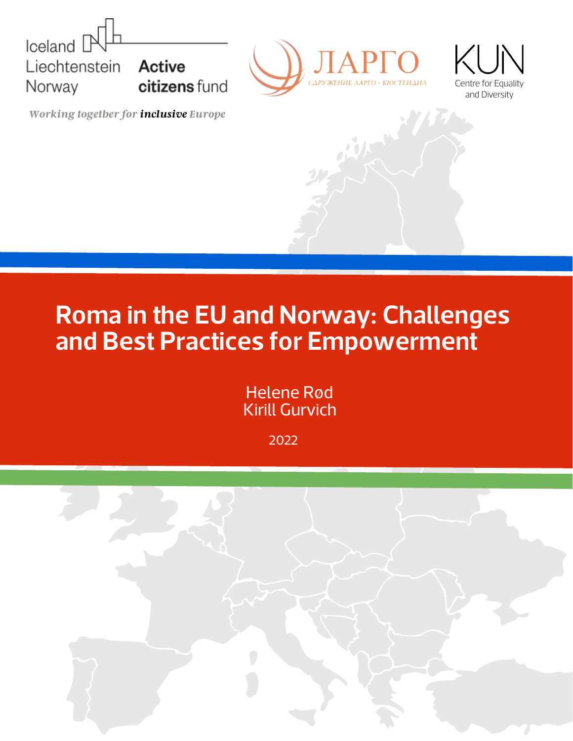Iceland Liechtenstein Norway Active citizens fund

*Working together for **inclusive** Europe*

ЛАРГО

СДРУЖЕНИЕ ЛАРГО - КЮСТЕНДИЛ

KUN

Centre for Equality and Diversity

# Roma in the EU and Norway: Challenges and Best Practices for Empowerment

Helene Rød
Kirill Gurvich

2022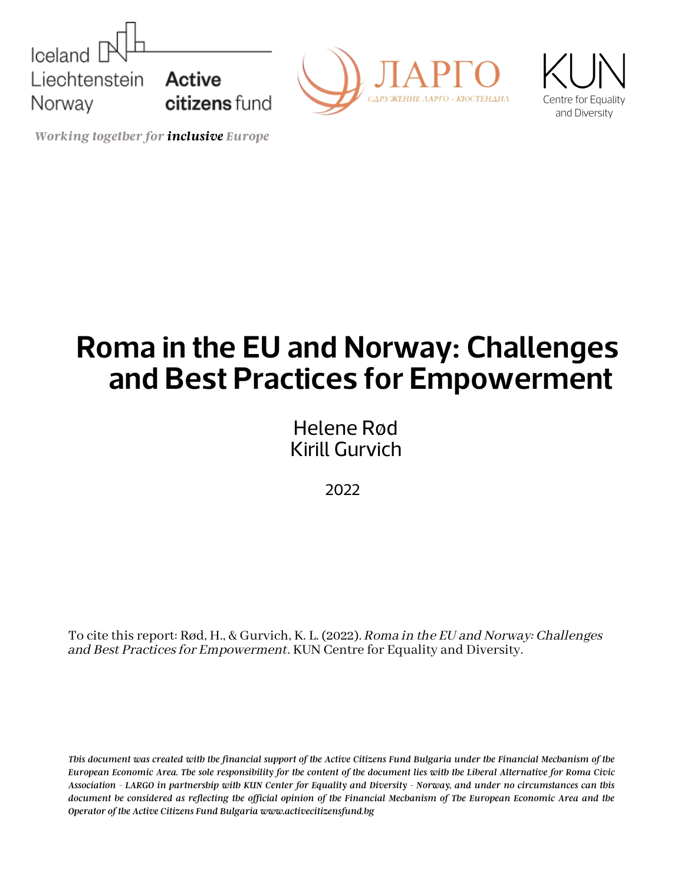Iceland
Liechtenstein
Norway

**Active citizens** fund

*Working together for* ***inclusive*** *Europe*

ЛАРГО
СДРУЖЕНИЕ ЛАРГО - КЮСТЕНДИЛ

KUN
Centre for Equality and Diversity

# Roma in the EU and Norway: Challenges and Best Practices for Empowerment

Helene Rød
Kirill Gurvich

2022

To cite this report: Rød, H., & Gurvich, K. L. (2022). *Roma in the EU and Norway: Challenges and Best Practices for Empowerment*. KUN Centre for Equality and Diversity.

*This document was created with the financial support of the Active Citizens Fund Bulgaria under the Financial Mechanism of the European Economic Area. The sole responsibility for the content of the document lies with the Liberal Alternative for Roma Civic Association - LARGO in partnership with KUN Center for Equality and Diversity - Norway, and under no circumstances can this document be considered as reflecting the official opinion of the Financial Mechanism of The European Economic Area and the Operator of the Active Citizens Fund Bulgaria www.activecitizensfund.bg*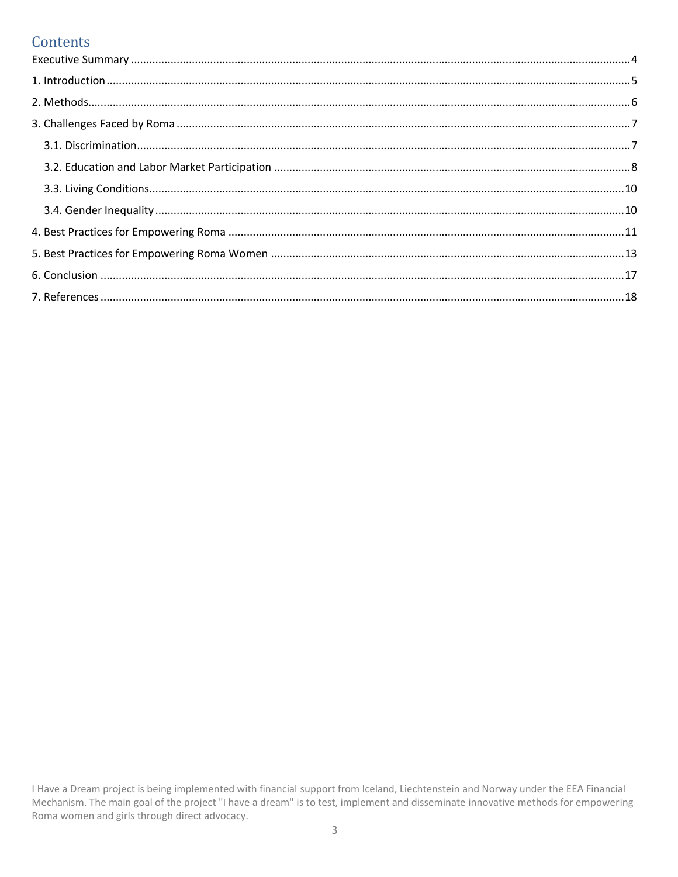## Contents

Executive Summary ........................................................ 4

1. Introduction ........................................................ 5

2. Methods ........................................................ 6

3. Challenges Faced by Roma ........................................................ 7

    3.1. Discrimination ........................................................ 7

    3.2. Education and Labor Market Participation ........................................................ 8

    3.3. Living Conditions ........................................................ 10

    3.4. Gender Inequality ........................................................ 10

4. Best Practices for Empowering Roma ........................................................ 11

5. Best Practices for Empowering Roma Women ........................................................ 13

6. Conclusion ........................................................ 17

7. References ........................................................ 18

I Have a Dream project is being implemented with financial support from Iceland, Liechtenstein and Norway under the EEA Financial Mechanism. The main goal of the project "I have a dream" is to test, implement and disseminate innovative methods for empowering Roma women and girls through direct advocacy.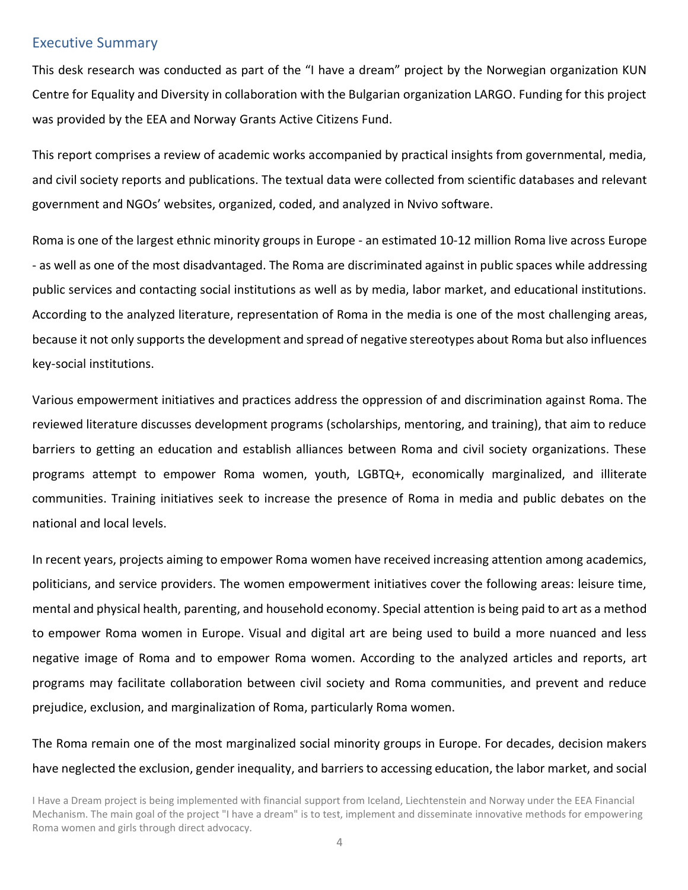## Executive Summary

This desk research was conducted as part of the "I have a dream" project by the Norwegian organization KUN Centre for Equality and Diversity in collaboration with the Bulgarian organization LARGO. Funding for this project was provided by the EEA and Norway Grants Active Citizens Fund.

This report comprises a review of academic works accompanied by practical insights from governmental, media, and civil society reports and publications. The textual data were collected from scientific databases and relevant government and NGOs' websites, organized, coded, and analyzed in Nvivo software.

Roma is one of the largest ethnic minority groups in Europe - an estimated 10-12 million Roma live across Europe - as well as one of the most disadvantaged. The Roma are discriminated against in public spaces while addressing public services and contacting social institutions as well as by media, labor market, and educational institutions. According to the analyzed literature, representation of Roma in the media is one of the most challenging areas, because it not only supports the development and spread of negative stereotypes about Roma but also influences key-social institutions.

Various empowerment initiatives and practices address the oppression of and discrimination against Roma. The reviewed literature discusses development programs (scholarships, mentoring, and training), that aim to reduce barriers to getting an education and establish alliances between Roma and civil society organizations. These programs attempt to empower Roma women, youth, LGBTQ+, economically marginalized, and illiterate communities. Training initiatives seek to increase the presence of Roma in media and public debates on the national and local levels.

In recent years, projects aiming to empower Roma women have received increasing attention among academics, politicians, and service providers. The women empowerment initiatives cover the following areas: leisure time, mental and physical health, parenting, and household economy. Special attention is being paid to art as a method to empower Roma women in Europe. Visual and digital art are being used to build a more nuanced and less negative image of Roma and to empower Roma women. According to the analyzed articles and reports, art programs may facilitate collaboration between civil society and Roma communities, and prevent and reduce prejudice, exclusion, and marginalization of Roma, particularly Roma women.

The Roma remain one of the most marginalized social minority groups in Europe. For decades, decision makers have neglected the exclusion, gender inequality, and barriers to accessing education, the labor market, and social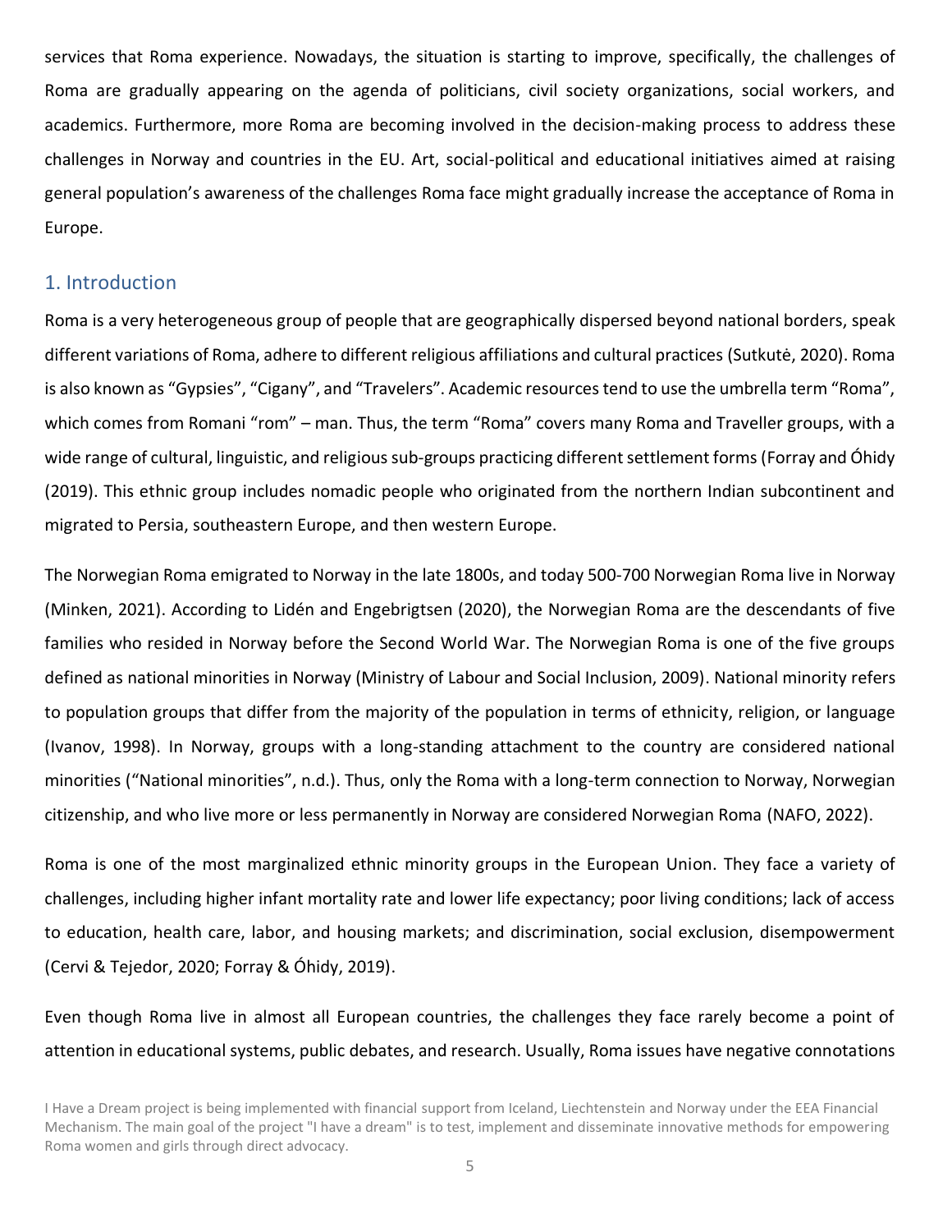services that Roma experience. Nowadays, the situation is starting to improve, specifically, the challenges of Roma are gradually appearing on the agenda of politicians, civil society organizations, social workers, and academics. Furthermore, more Roma are becoming involved in the decision-making process to address these challenges in Norway and countries in the EU. Art, social-political and educational initiatives aimed at raising general population's awareness of the challenges Roma face might gradually increase the acceptance of Roma in Europe.

## 1. Introduction

Roma is a very heterogeneous group of people that are geographically dispersed beyond national borders, speak different variations of Roma, adhere to different religious affiliations and cultural practices (Sutkutė, 2020). Roma is also known as "Gypsies", "Cigany", and "Travelers". Academic resources tend to use the umbrella term "Roma", which comes from Romani "rom" – man. Thus, the term "Roma" covers many Roma and Traveller groups, with a wide range of cultural, linguistic, and religious sub-groups practicing different settlement forms (Forray and Óhidy (2019). This ethnic group includes nomadic people who originated from the northern Indian subcontinent and migrated to Persia, southeastern Europe, and then western Europe.

The Norwegian Roma emigrated to Norway in the late 1800s, and today 500-700 Norwegian Roma live in Norway (Minken, 2021). According to Lidén and Engebrigtsen (2020), the Norwegian Roma are the descendants of five families who resided in Norway before the Second World War. The Norwegian Roma is one of the five groups defined as national minorities in Norway (Ministry of Labour and Social Inclusion, 2009). National minority refers to population groups that differ from the majority of the population in terms of ethnicity, religion, or language (Ivanov, 1998). In Norway, groups with a long-standing attachment to the country are considered national minorities ("National minorities", n.d.). Thus, only the Roma with a long-term connection to Norway, Norwegian citizenship, and who live more or less permanently in Norway are considered Norwegian Roma (NAFO, 2022).

Roma is one of the most marginalized ethnic minority groups in the European Union. They face a variety of challenges, including higher infant mortality rate and lower life expectancy; poor living conditions; lack of access to education, health care, labor, and housing markets; and discrimination, social exclusion, disempowerment (Cervi & Tejedor, 2020; Forray & Óhidy, 2019).

Even though Roma live in almost all European countries, the challenges they face rarely become a point of attention in educational systems, public debates, and research. Usually, Roma issues have negative connotations

I Have a Dream project is being implemented with financial support from Iceland, Liechtenstein and Norway under the EEA Financial Mechanism. The main goal of the project "I have a dream" is to test, implement and disseminate innovative methods for empowering Roma women and girls through direct advocacy.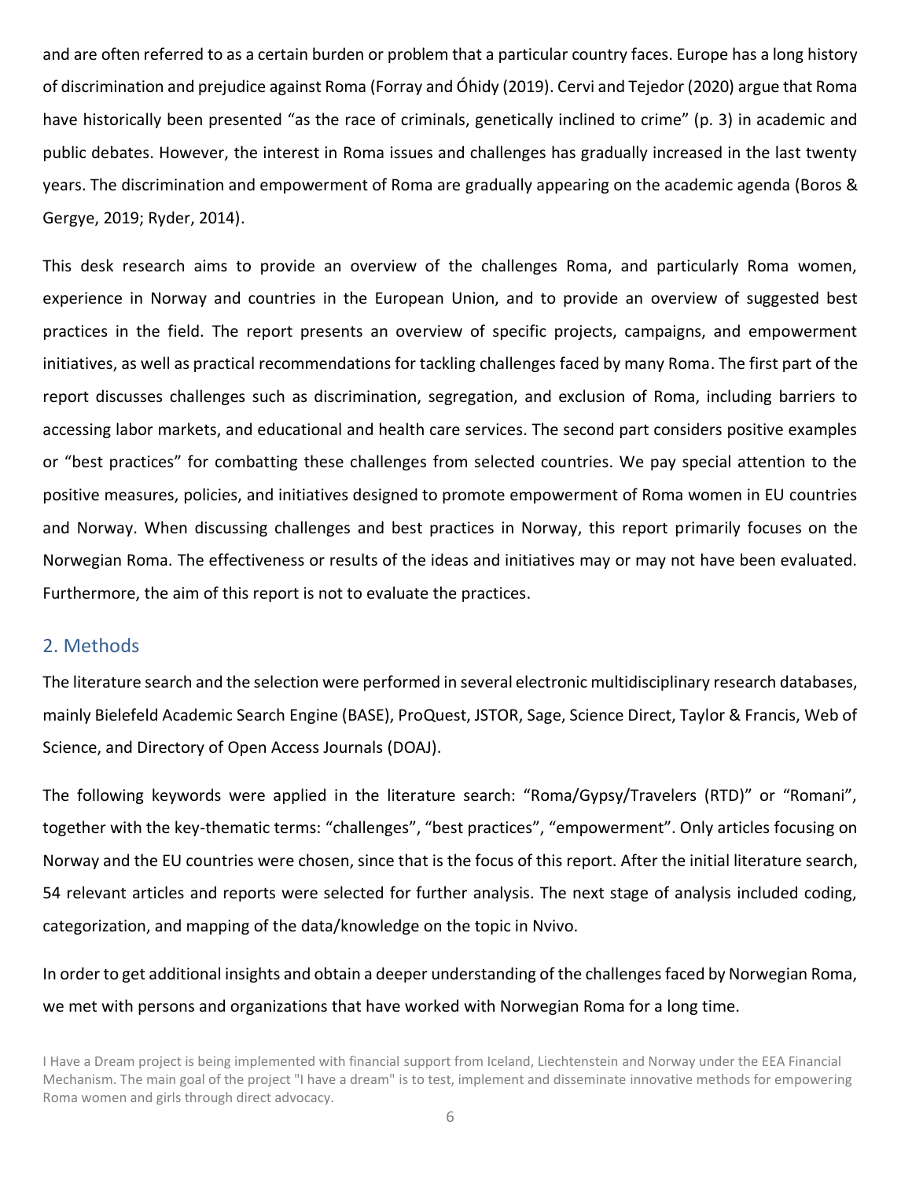and are often referred to as a certain burden or problem that a particular country faces. Europe has a long history of discrimination and prejudice against Roma (Forray and Óhidy (2019). Cervi and Tejedor (2020) argue that Roma have historically been presented "as the race of criminals, genetically inclined to crime" (p. 3) in academic and public debates. However, the interest in Roma issues and challenges has gradually increased in the last twenty years. The discrimination and empowerment of Roma are gradually appearing on the academic agenda (Boros & Gergye, 2019; Ryder, 2014).

This desk research aims to provide an overview of the challenges Roma, and particularly Roma women, experience in Norway and countries in the European Union, and to provide an overview of suggested best practices in the field. The report presents an overview of specific projects, campaigns, and empowerment initiatives, as well as practical recommendations for tackling challenges faced by many Roma. The first part of the report discusses challenges such as discrimination, segregation, and exclusion of Roma, including barriers to accessing labor markets, and educational and health care services. The second part considers positive examples or "best practices" for combatting these challenges from selected countries. We pay special attention to the positive measures, policies, and initiatives designed to promote empowerment of Roma women in EU countries and Norway. When discussing challenges and best practices in Norway, this report primarily focuses on the Norwegian Roma. The effectiveness or results of the ideas and initiatives may or may not have been evaluated. Furthermore, the aim of this report is not to evaluate the practices.

## 2. Methods

The literature search and the selection were performed in several electronic multidisciplinary research databases, mainly Bielefeld Academic Search Engine (BASE), ProQuest, JSTOR, Sage, Science Direct, Taylor & Francis, Web of Science, and Directory of Open Access Journals (DOAJ).

The following keywords were applied in the literature search: "Roma/Gypsy/Travelers (RTD)" or "Romani", together with the key-thematic terms: "challenges", "best practices", "empowerment". Only articles focusing on Norway and the EU countries were chosen, since that is the focus of this report. After the initial literature search, 54 relevant articles and reports were selected for further analysis. The next stage of analysis included coding, categorization, and mapping of the data/knowledge on the topic in Nvivo.

In order to get additional insights and obtain a deeper understanding of the challenges faced by Norwegian Roma, we met with persons and organizations that have worked with Norwegian Roma for a long time.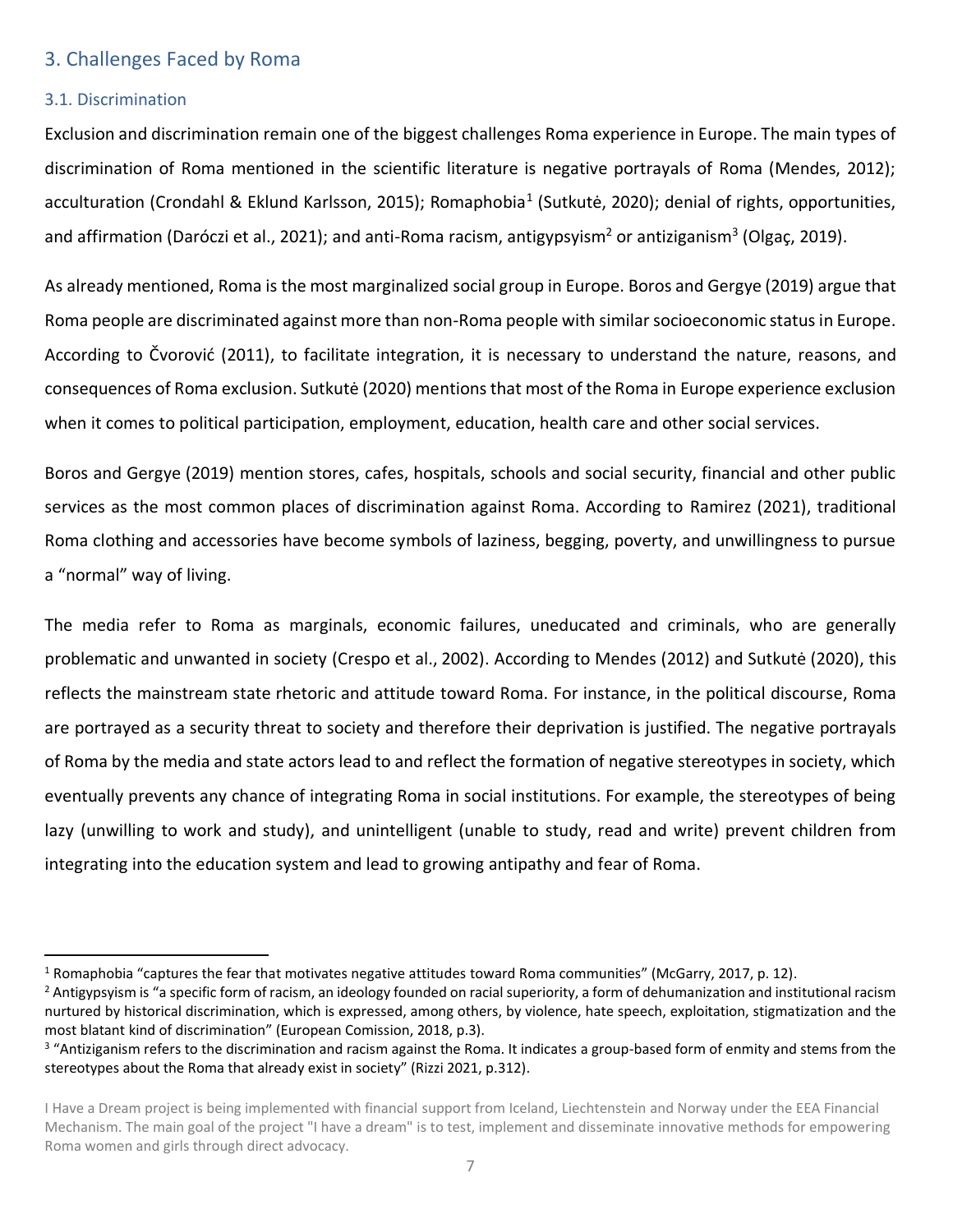## 3. Challenges Faced by Roma

### 3.1. Discrimination

Exclusion and discrimination remain one of the biggest challenges Roma experience in Europe. The main types of discrimination of Roma mentioned in the scientific literature is negative portrayals of Roma (Mendes, 2012); acculturation (Crondahl & Eklund Karlsson, 2015); Romaphobia[1] (Sutkutė, 2020); denial of rights, opportunities, and affirmation (Daróczi et al., 2021); and anti-Roma racism, antigypsyism[2] or antiziganism[3] (Olgaç, 2019).

As already mentioned, Roma is the most marginalized social group in Europe. Boros and Gergye (2019) argue that Roma people are discriminated against more than non-Roma people with similar socioeconomic status in Europe. According to Čvorović (2011), to facilitate integration, it is necessary to understand the nature, reasons, and consequences of Roma exclusion. Sutkutė (2020) mentions that most of the Roma in Europe experience exclusion when it comes to political participation, employment, education, health care and other social services.

Boros and Gergye (2019) mention stores, cafes, hospitals, schools and social security, financial and other public services as the most common places of discrimination against Roma. According to Ramirez (2021), traditional Roma clothing and accessories have become symbols of laziness, begging, poverty, and unwillingness to pursue a "normal" way of living.

The media refer to Roma as marginals, economic failures, uneducated and criminals, who are generally problematic and unwanted in society (Crespo et al., 2002). According to Mendes (2012) and Sutkutė (2020), this reflects the mainstream state rhetoric and attitude toward Roma. For instance, in the political discourse, Roma are portrayed as a security threat to society and therefore their deprivation is justified. The negative portrayals of Roma by the media and state actors lead to and reflect the formation of negative stereotypes in society, which eventually prevents any chance of integrating Roma in social institutions. For example, the stereotypes of being lazy (unwilling to work and study), and unintelligent (unable to study, read and write) prevent children from integrating into the education system and lead to growing antipathy and fear of Roma.

---

[1] Romaphobia "captures the fear that motivates negative attitudes toward Roma communities" (McGarry, 2017, p. 12).

[2] Antigypsyism is "a specific form of racism, an ideology founded on racial superiority, a form of dehumanization and institutional racism nurtured by historical discrimination, which is expressed, among others, by violence, hate speech, exploitation, stigmatization and the most blatant kind of discrimination" (European Comission, 2018, p.3).

[3] "Antiziganism refers to the discrimination and racism against the Roma. It indicates a group-based form of enmity and stems from the stereotypes about the Roma that already exist in society" (Rizzi 2021, p.312).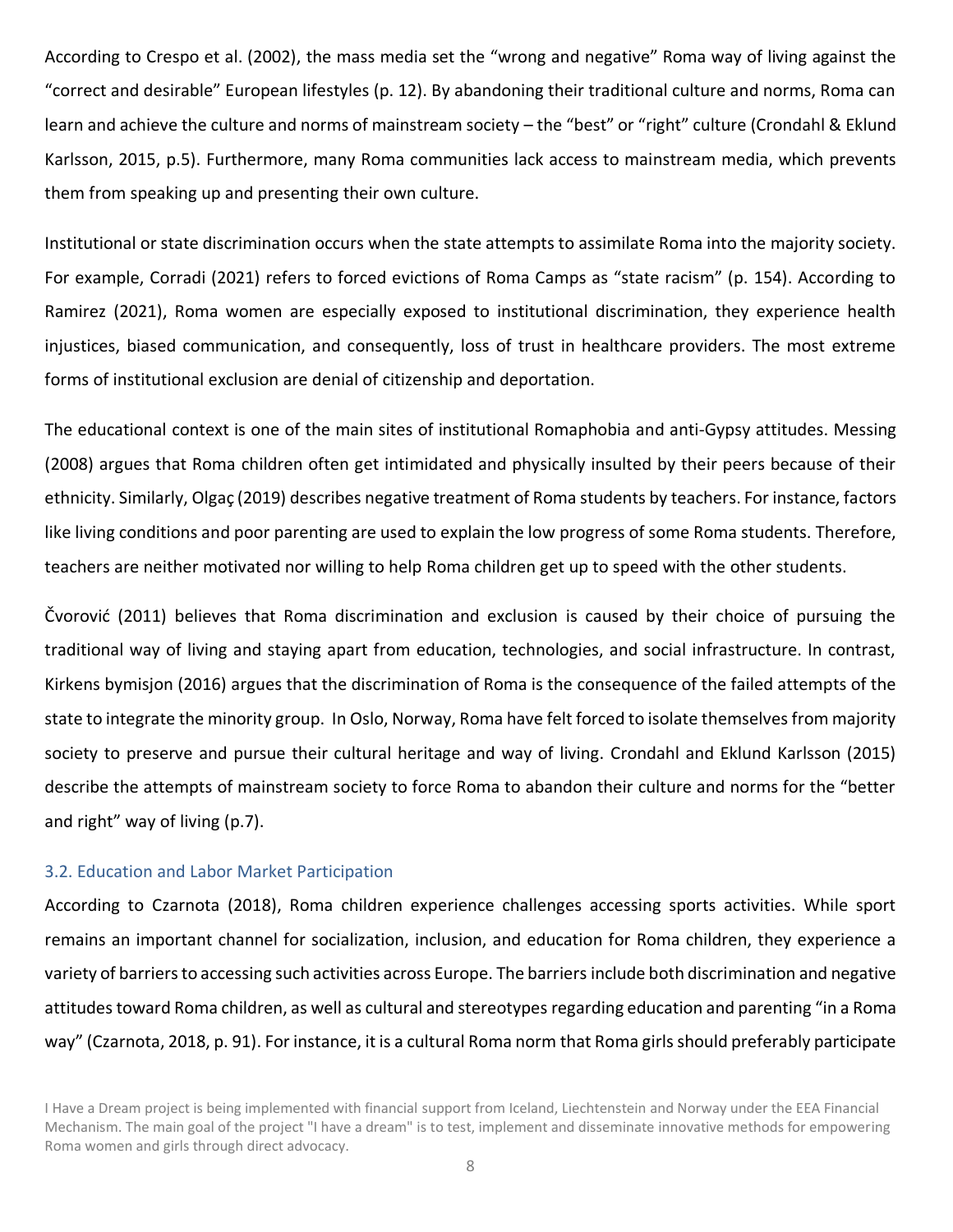According to Crespo et al. (2002), the mass media set the "wrong and negative" Roma way of living against the "correct and desirable" European lifestyles (p. 12). By abandoning their traditional culture and norms, Roma can learn and achieve the culture and norms of mainstream society – the "best" or "right" culture (Crondahl & Eklund Karlsson, 2015, p.5). Furthermore, many Roma communities lack access to mainstream media, which prevents them from speaking up and presenting their own culture.

Institutional or state discrimination occurs when the state attempts to assimilate Roma into the majority society. For example, Corradi (2021) refers to forced evictions of Roma Camps as "state racism" (p. 154). According to Ramirez (2021), Roma women are especially exposed to institutional discrimination, they experience health injustices, biased communication, and consequently, loss of trust in healthcare providers. The most extreme forms of institutional exclusion are denial of citizenship and deportation.

The educational context is one of the main sites of institutional Romaphobia and anti-Gypsy attitudes. Messing (2008) argues that Roma children often get intimidated and physically insulted by their peers because of their ethnicity. Similarly, Olgaç (2019) describes negative treatment of Roma students by teachers. For instance, factors like living conditions and poor parenting are used to explain the low progress of some Roma students. Therefore, teachers are neither motivated nor willing to help Roma children get up to speed with the other students.

Čvorović (2011) believes that Roma discrimination and exclusion is caused by their choice of pursuing the traditional way of living and staying apart from education, technologies, and social infrastructure. In contrast, Kirkens bymisjon (2016) argues that the discrimination of Roma is the consequence of the failed attempts of the state to integrate the minority group. In Oslo, Norway, Roma have felt forced to isolate themselves from majority society to preserve and pursue their cultural heritage and way of living. Crondahl and Eklund Karlsson (2015) describe the attempts of mainstream society to force Roma to abandon their culture and norms for the "better and right" way of living (p.7).

### 3.2. Education and Labor Market Participation

According to Czarnota (2018), Roma children experience challenges accessing sports activities. While sport remains an important channel for socialization, inclusion, and education for Roma children, they experience a variety of barriers to accessing such activities across Europe. The barriers include both discrimination and negative attitudes toward Roma children, as well as cultural and stereotypes regarding education and parenting "in a Roma way" (Czarnota, 2018, p. 91). For instance, it is a cultural Roma norm that Roma girls should preferably participate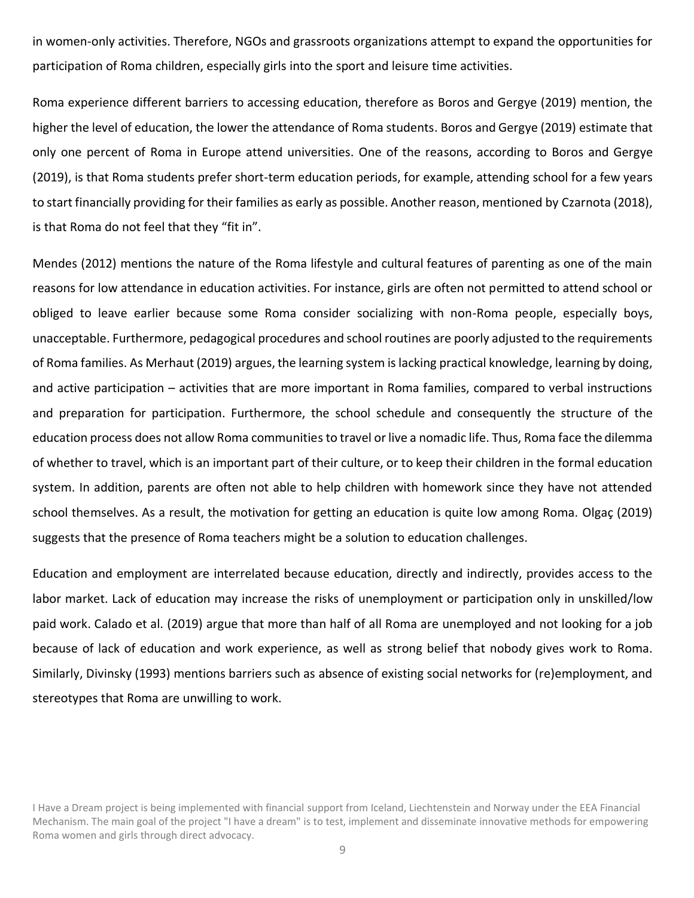in women-only activities. Therefore, NGOs and grassroots organizations attempt to expand the opportunities for participation of Roma children, especially girls into the sport and leisure time activities.

Roma experience different barriers to accessing education, therefore as Boros and Gergye (2019) mention, the higher the level of education, the lower the attendance of Roma students. Boros and Gergye (2019) estimate that only one percent of Roma in Europe attend universities. One of the reasons, according to Boros and Gergye (2019), is that Roma students prefer short-term education periods, for example, attending school for a few years to start financially providing for their families as early as possible. Another reason, mentioned by Czarnota (2018), is that Roma do not feel that they "fit in".

Mendes (2012) mentions the nature of the Roma lifestyle and cultural features of parenting as one of the main reasons for low attendance in education activities. For instance, girls are often not permitted to attend school or obliged to leave earlier because some Roma consider socializing with non-Roma people, especially boys, unacceptable. Furthermore, pedagogical procedures and school routines are poorly adjusted to the requirements of Roma families. As Merhaut (2019) argues, the learning system is lacking practical knowledge, learning by doing, and active participation – activities that are more important in Roma families, compared to verbal instructions and preparation for participation. Furthermore, the school schedule and consequently the structure of the education process does not allow Roma communities to travel or live a nomadic life. Thus, Roma face the dilemma of whether to travel, which is an important part of their culture, or to keep their children in the formal education system. In addition, parents are often not able to help children with homework since they have not attended school themselves. As a result, the motivation for getting an education is quite low among Roma. Olgaç (2019) suggests that the presence of Roma teachers might be a solution to education challenges.

Education and employment are interrelated because education, directly and indirectly, provides access to the labor market. Lack of education may increase the risks of unemployment or participation only in unskilled/low paid work. Calado et al. (2019) argue that more than half of all Roma are unemployed and not looking for a job because of lack of education and work experience, as well as strong belief that nobody gives work to Roma. Similarly, Divinsky (1993) mentions barriers such as absence of existing social networks for (re)employment, and stereotypes that Roma are unwilling to work.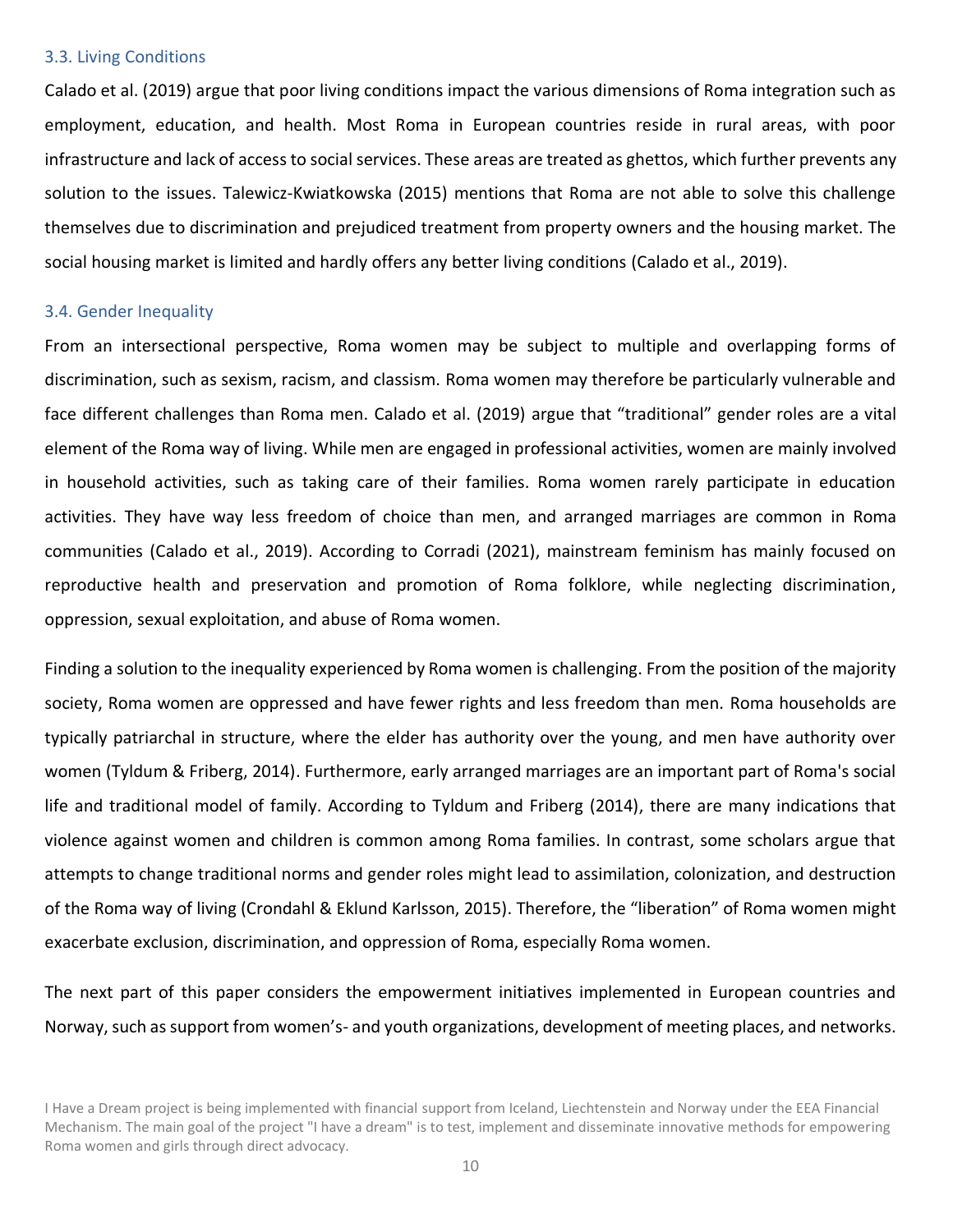### 3.3. Living Conditions

Calado et al. (2019) argue that poor living conditions impact the various dimensions of Roma integration such as employment, education, and health. Most Roma in European countries reside in rural areas, with poor infrastructure and lack of access to social services. These areas are treated as ghettos, which further prevents any solution to the issues. Talewicz-Kwiatkowska (2015) mentions that Roma are not able to solve this challenge themselves due to discrimination and prejudiced treatment from property owners and the housing market. The social housing market is limited and hardly offers any better living conditions (Calado et al., 2019).

### 3.4. Gender Inequality

From an intersectional perspective, Roma women may be subject to multiple and overlapping forms of discrimination, such as sexism, racism, and classism. Roma women may therefore be particularly vulnerable and face different challenges than Roma men. Calado et al. (2019) argue that "traditional" gender roles are a vital element of the Roma way of living. While men are engaged in professional activities, women are mainly involved in household activities, such as taking care of their families. Roma women rarely participate in education activities. They have way less freedom of choice than men, and arranged marriages are common in Roma communities (Calado et al., 2019). According to Corradi (2021), mainstream feminism has mainly focused on reproductive health and preservation and promotion of Roma folklore, while neglecting discrimination, oppression, sexual exploitation, and abuse of Roma women.

Finding a solution to the inequality experienced by Roma women is challenging. From the position of the majority society, Roma women are oppressed and have fewer rights and less freedom than men. Roma households are typically patriarchal in structure, where the elder has authority over the young, and men have authority over women (Tyldum & Friberg, 2014). Furthermore, early arranged marriages are an important part of Roma's social life and traditional model of family. According to Tyldum and Friberg (2014), there are many indications that violence against women and children is common among Roma families. In contrast, some scholars argue that attempts to change traditional norms and gender roles might lead to assimilation, colonization, and destruction of the Roma way of living (Crondahl & Eklund Karlsson, 2015). Therefore, the "liberation" of Roma women might exacerbate exclusion, discrimination, and oppression of Roma, especially Roma women.

The next part of this paper considers the empowerment initiatives implemented in European countries and Norway, such as support from women's- and youth organizations, development of meeting places, and networks.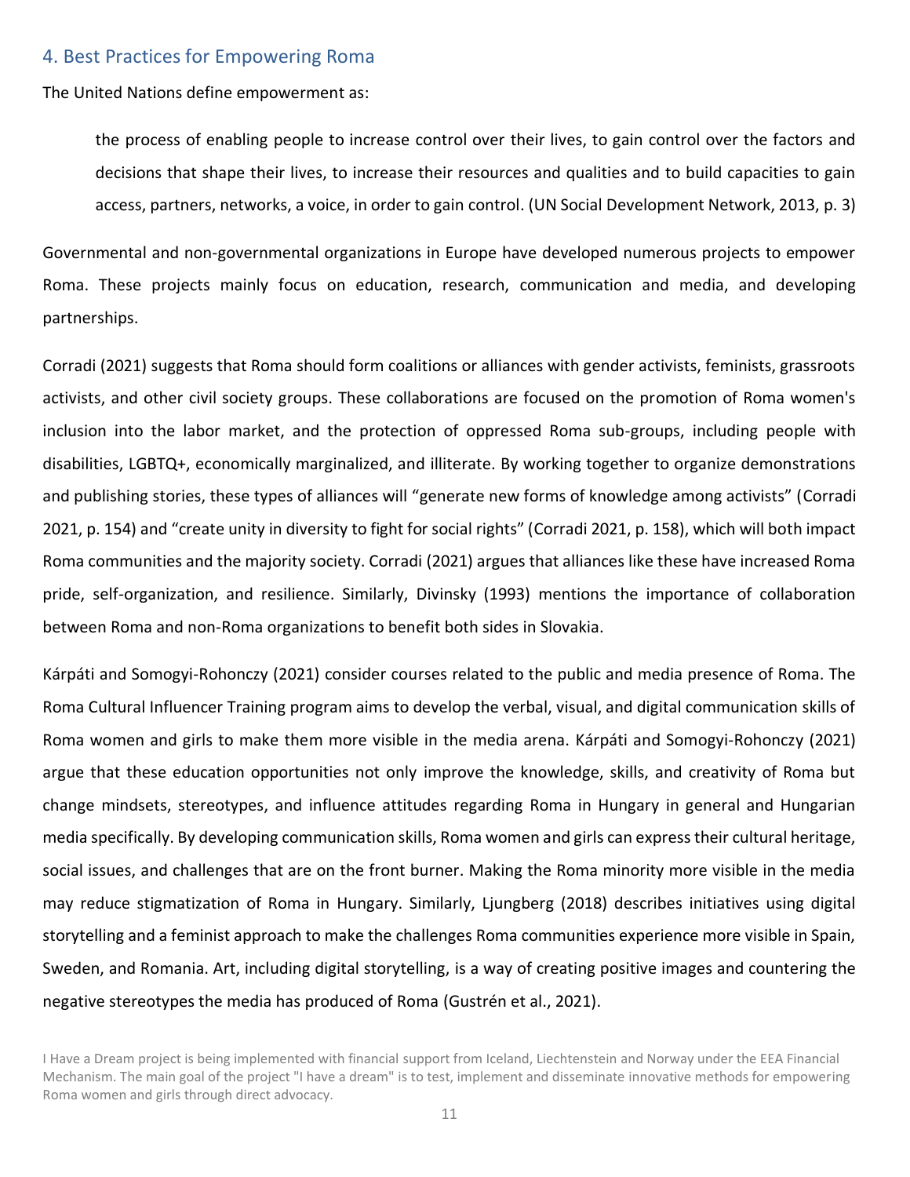## 4. Best Practices for Empowering Roma

The United Nations define empowerment as:

> the process of enabling people to increase control over their lives, to gain control over the factors and decisions that shape their lives, to increase their resources and qualities and to build capacities to gain access, partners, networks, a voice, in order to gain control. (UN Social Development Network, 2013, p. 3)

Governmental and non-governmental organizations in Europe have developed numerous projects to empower Roma. These projects mainly focus on education, research, communication and media, and developing partnerships.

Corradi (2021) suggests that Roma should form coalitions or alliances with gender activists, feminists, grassroots activists, and other civil society groups. These collaborations are focused on the promotion of Roma women's inclusion into the labor market, and the protection of oppressed Roma sub-groups, including people with disabilities, LGBTQ+, economically marginalized, and illiterate. By working together to organize demonstrations and publishing stories, these types of alliances will "generate new forms of knowledge among activists" (Corradi 2021, p. 154) and "create unity in diversity to fight for social rights" (Corradi 2021, p. 158), which will both impact Roma communities and the majority society. Corradi (2021) argues that alliances like these have increased Roma pride, self-organization, and resilience. Similarly, Divinsky (1993) mentions the importance of collaboration between Roma and non-Roma organizations to benefit both sides in Slovakia.

Kárpáti and Somogyi-Rohonczy (2021) consider courses related to the public and media presence of Roma. The Roma Cultural Influencer Training program aims to develop the verbal, visual, and digital communication skills of Roma women and girls to make them more visible in the media arena. Kárpáti and Somogyi-Rohonczy (2021) argue that these education opportunities not only improve the knowledge, skills, and creativity of Roma but change mindsets, stereotypes, and influence attitudes regarding Roma in Hungary in general and Hungarian media specifically. By developing communication skills, Roma women and girls can express their cultural heritage, social issues, and challenges that are on the front burner. Making the Roma minority more visible in the media may reduce stigmatization of Roma in Hungary. Similarly, Ljungberg (2018) describes initiatives using digital storytelling and a feminist approach to make the challenges Roma communities experience more visible in Spain, Sweden, and Romania. Art, including digital storytelling, is a way of creating positive images and countering the negative stereotypes the media has produced of Roma (Gustrén et al., 2021).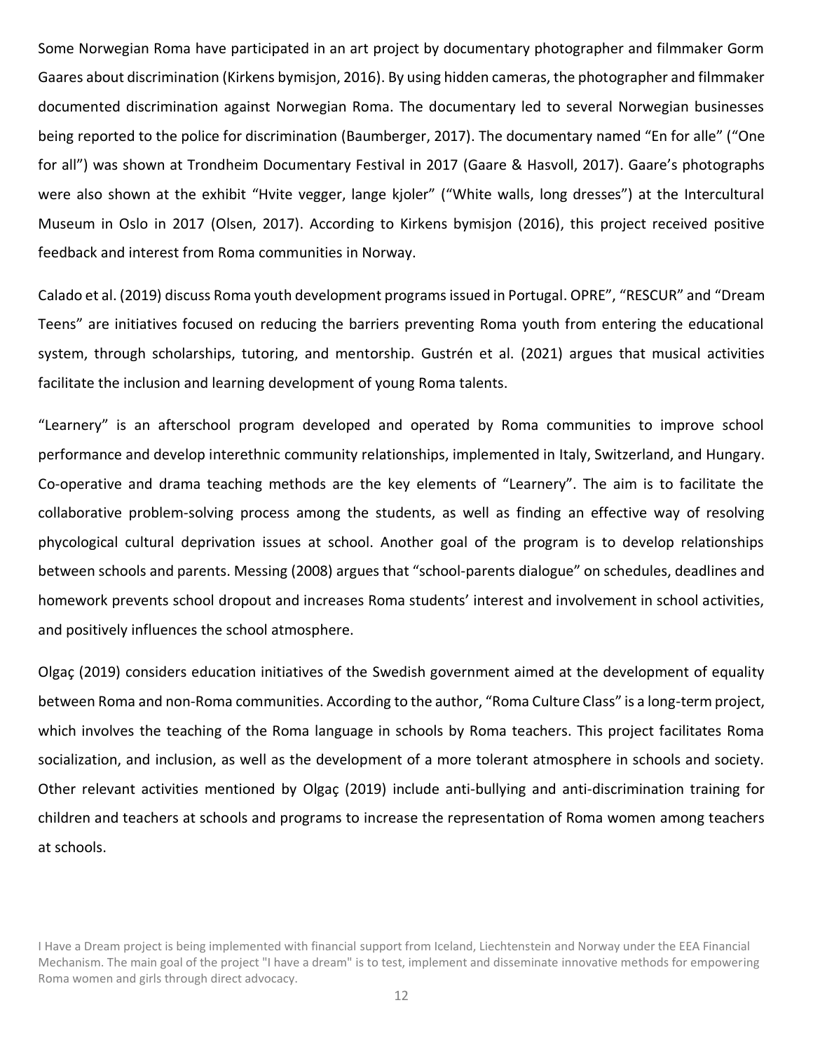Some Norwegian Roma have participated in an art project by documentary photographer and filmmaker Gorm Gaares about discrimination (Kirkens bymisjon, 2016). By using hidden cameras, the photographer and filmmaker documented discrimination against Norwegian Roma. The documentary led to several Norwegian businesses being reported to the police for discrimination (Baumberger, 2017). The documentary named "En for alle" ("One for all") was shown at Trondheim Documentary Festival in 2017 (Gaare & Hasvoll, 2017). Gaare's photographs were also shown at the exhibit "Hvite vegger, lange kjoler" ("White walls, long dresses") at the Intercultural Museum in Oslo in 2017 (Olsen, 2017). According to Kirkens bymisjon (2016), this project received positive feedback and interest from Roma communities in Norway.

Calado et al. (2019) discuss Roma youth development programs issued in Portugal. OPRE", "RESCUR" and "Dream Teens" are initiatives focused on reducing the barriers preventing Roma youth from entering the educational system, through scholarships, tutoring, and mentorship. Gustrén et al. (2021) argues that musical activities facilitate the inclusion and learning development of young Roma talents.

"Learnery" is an afterschool program developed and operated by Roma communities to improve school performance and develop interethnic community relationships, implemented in Italy, Switzerland, and Hungary. Co-operative and drama teaching methods are the key elements of "Learnery". The aim is to facilitate the collaborative problem-solving process among the students, as well as finding an effective way of resolving phycological cultural deprivation issues at school. Another goal of the program is to develop relationships between schools and parents. Messing (2008) argues that "school-parents dialogue" on schedules, deadlines and homework prevents school dropout and increases Roma students' interest and involvement in school activities, and positively influences the school atmosphere.

Olgaç (2019) considers education initiatives of the Swedish government aimed at the development of equality between Roma and non-Roma communities. According to the author, "Roma Culture Class" is a long-term project, which involves the teaching of the Roma language in schools by Roma teachers. This project facilitates Roma socialization, and inclusion, as well as the development of a more tolerant atmosphere in schools and society. Other relevant activities mentioned by Olgaç (2019) include anti-bullying and anti-discrimination training for children and teachers at schools and programs to increase the representation of Roma women among teachers at schools.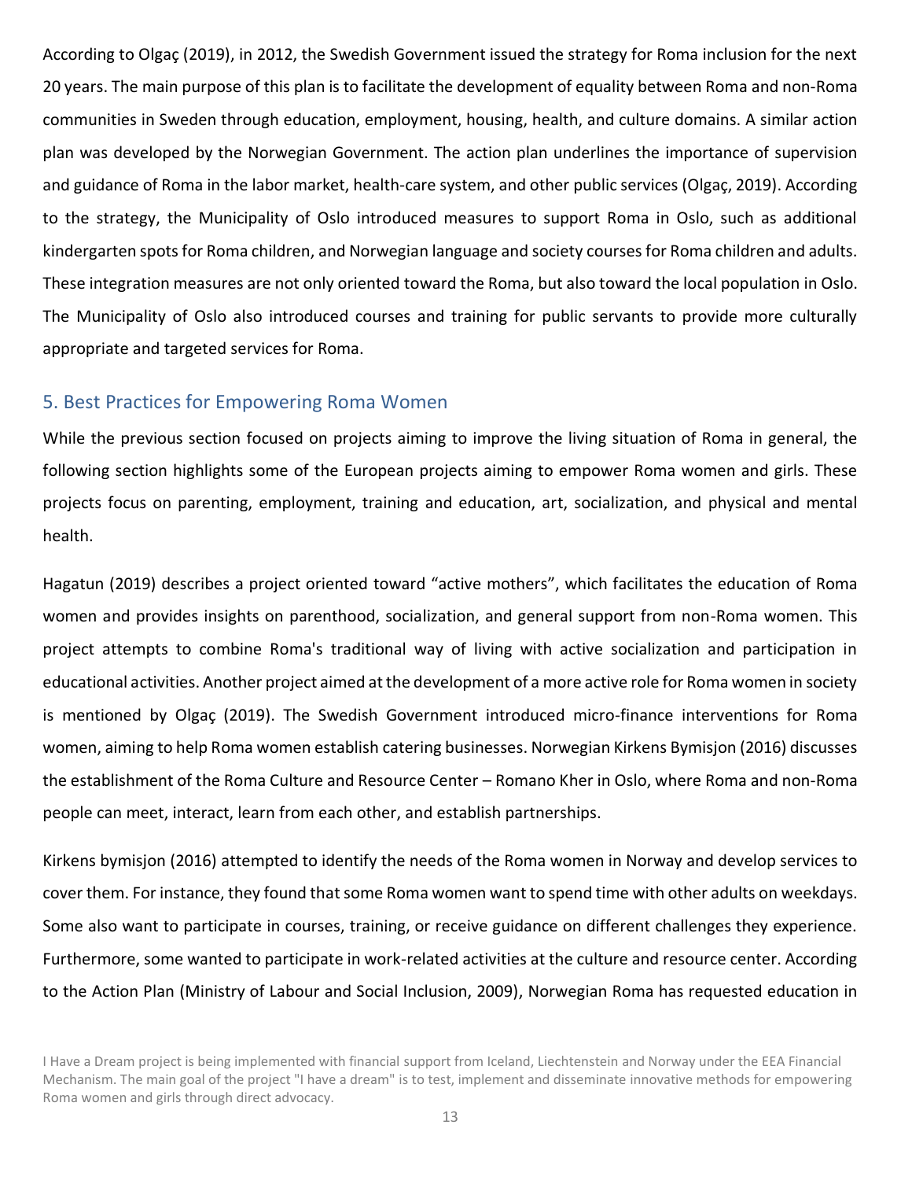According to Olgaç (2019), in 2012, the Swedish Government issued the strategy for Roma inclusion for the next 20 years. The main purpose of this plan is to facilitate the development of equality between Roma and non-Roma communities in Sweden through education, employment, housing, health, and culture domains. A similar action plan was developed by the Norwegian Government. The action plan underlines the importance of supervision and guidance of Roma in the labor market, health-care system, and other public services (Olgaç, 2019). According to the strategy, the Municipality of Oslo introduced measures to support Roma in Oslo, such as additional kindergarten spots for Roma children, and Norwegian language and society courses for Roma children and adults. These integration measures are not only oriented toward the Roma, but also toward the local population in Oslo. The Municipality of Oslo also introduced courses and training for public servants to provide more culturally appropriate and targeted services for Roma.

## 5. Best Practices for Empowering Roma Women

While the previous section focused on projects aiming to improve the living situation of Roma in general, the following section highlights some of the European projects aiming to empower Roma women and girls. These projects focus on parenting, employment, training and education, art, socialization, and physical and mental health.

Hagatun (2019) describes a project oriented toward "active mothers", which facilitates the education of Roma women and provides insights on parenthood, socialization, and general support from non-Roma women. This project attempts to combine Roma's traditional way of living with active socialization and participation in educational activities. Another project aimed at the development of a more active role for Roma women in society is mentioned by Olgaç (2019). The Swedish Government introduced micro-finance interventions for Roma women, aiming to help Roma women establish catering businesses. Norwegian Kirkens Bymisjon (2016) discusses the establishment of the Roma Culture and Resource Center – Romano Kher in Oslo, where Roma and non-Roma people can meet, interact, learn from each other, and establish partnerships.

Kirkens bymisjon (2016) attempted to identify the needs of the Roma women in Norway and develop services to cover them. For instance, they found that some Roma women want to spend time with other adults on weekdays. Some also want to participate in courses, training, or receive guidance on different challenges they experience. Furthermore, some wanted to participate in work-related activities at the culture and resource center. According to the Action Plan (Ministry of Labour and Social Inclusion, 2009), Norwegian Roma has requested education in

I Have a Dream project is being implemented with financial support from Iceland, Liechtenstein and Norway under the EEA Financial Mechanism. The main goal of the project "I have a dream" is to test, implement and disseminate innovative methods for empowering Roma women and girls through direct advocacy.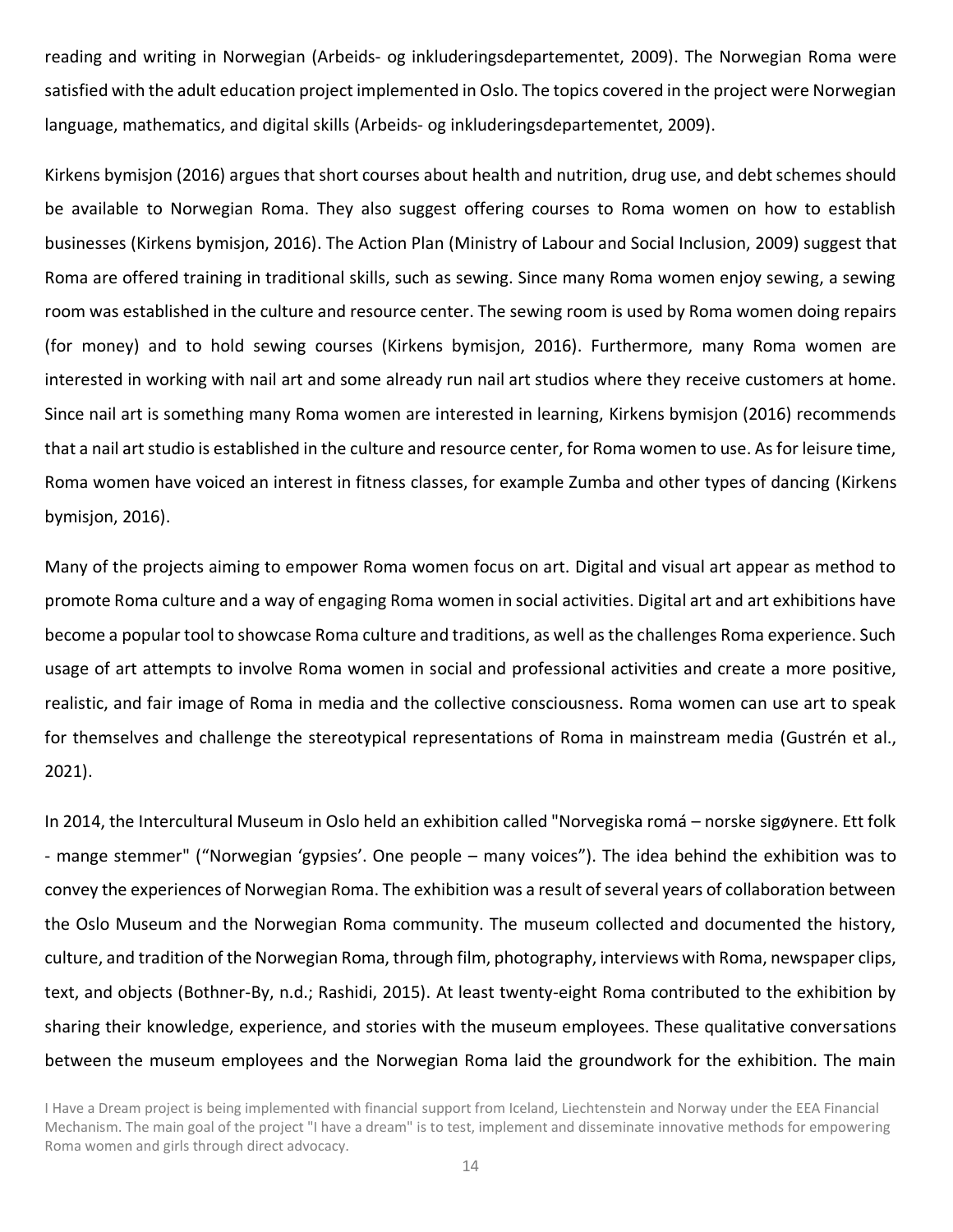reading and writing in Norwegian (Arbeids- og inkluderingsdepartementet, 2009). The Norwegian Roma were satisfied with the adult education project implemented in Oslo. The topics covered in the project were Norwegian language, mathematics, and digital skills (Arbeids- og inkluderingsdepartementet, 2009).

Kirkens bymisjon (2016) argues that short courses about health and nutrition, drug use, and debt schemes should be available to Norwegian Roma. They also suggest offering courses to Roma women on how to establish businesses (Kirkens bymisjon, 2016). The Action Plan (Ministry of Labour and Social Inclusion, 2009) suggest that Roma are offered training in traditional skills, such as sewing. Since many Roma women enjoy sewing, a sewing room was established in the culture and resource center. The sewing room is used by Roma women doing repairs (for money) and to hold sewing courses (Kirkens bymisjon, 2016). Furthermore, many Roma women are interested in working with nail art and some already run nail art studios where they receive customers at home. Since nail art is something many Roma women are interested in learning, Kirkens bymisjon (2016) recommends that a nail art studio is established in the culture and resource center, for Roma women to use. As for leisure time, Roma women have voiced an interest in fitness classes, for example Zumba and other types of dancing (Kirkens bymisjon, 2016).

Many of the projects aiming to empower Roma women focus on art. Digital and visual art appear as method to promote Roma culture and a way of engaging Roma women in social activities. Digital art and art exhibitions have become a popular tool to showcase Roma culture and traditions, as well as the challenges Roma experience. Such usage of art attempts to involve Roma women in social and professional activities and create a more positive, realistic, and fair image of Roma in media and the collective consciousness. Roma women can use art to speak for themselves and challenge the stereotypical representations of Roma in mainstream media (Gustrén et al., 2021).

In 2014, the Intercultural Museum in Oslo held an exhibition called "Norvegiska romá – norske sigøynere. Ett folk - mange stemmer" ("Norwegian 'gypsies'. One people – many voices"). The idea behind the exhibition was to convey the experiences of Norwegian Roma. The exhibition was a result of several years of collaboration between the Oslo Museum and the Norwegian Roma community. The museum collected and documented the history, culture, and tradition of the Norwegian Roma, through film, photography, interviews with Roma, newspaper clips, text, and objects (Bothner-By, n.d.; Rashidi, 2015). At least twenty-eight Roma contributed to the exhibition by sharing their knowledge, experience, and stories with the museum employees. These qualitative conversations between the museum employees and the Norwegian Roma laid the groundwork for the exhibition. The main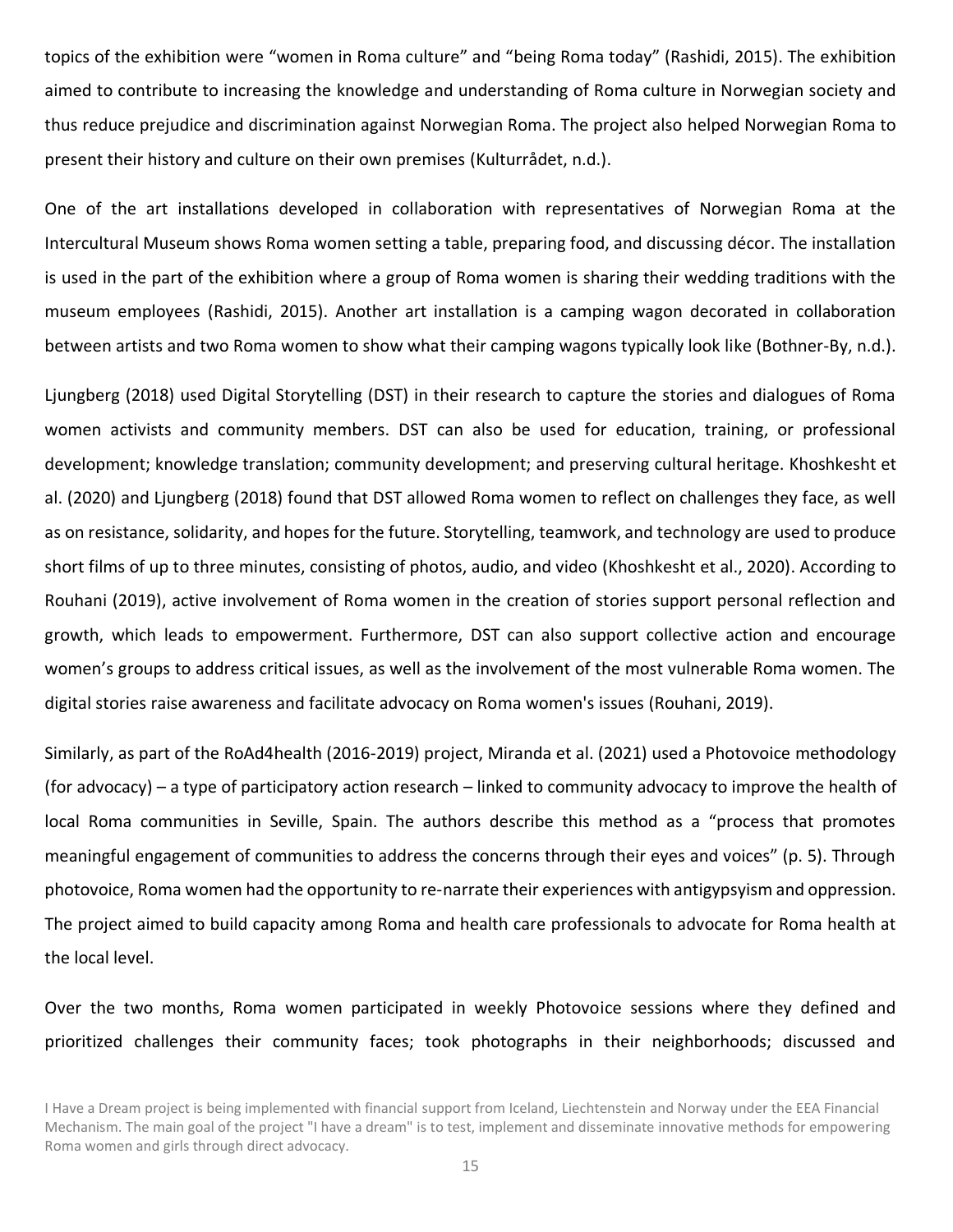topics of the exhibition were “women in Roma culture” and “being Roma today” (Rashidi, 2015). The exhibition aimed to contribute to increasing the knowledge and understanding of Roma culture in Norwegian society and thus reduce prejudice and discrimination against Norwegian Roma. The project also helped Norwegian Roma to present their history and culture on their own premises (Kulturrådet, n.d.).

One of the art installations developed in collaboration with representatives of Norwegian Roma at the Intercultural Museum shows Roma women setting a table, preparing food, and discussing décor. The installation is used in the part of the exhibition where a group of Roma women is sharing their wedding traditions with the museum employees (Rashidi, 2015). Another art installation is a camping wagon decorated in collaboration between artists and two Roma women to show what their camping wagons typically look like (Bothner-By, n.d.).

Ljungberg (2018) used Digital Storytelling (DST) in their research to capture the stories and dialogues of Roma women activists and community members. DST can also be used for education, training, or professional development; knowledge translation; community development; and preserving cultural heritage. Khoshkesht et al. (2020) and Ljungberg (2018) found that DST allowed Roma women to reflect on challenges they face, as well as on resistance, solidarity, and hopes for the future. Storytelling, teamwork, and technology are used to produce short films of up to three minutes, consisting of photos, audio, and video (Khoshkesht et al., 2020). According to Rouhani (2019), active involvement of Roma women in the creation of stories support personal reflection and growth, which leads to empowerment. Furthermore, DST can also support collective action and encourage women’s groups to address critical issues, as well as the involvement of the most vulnerable Roma women. The digital stories raise awareness and facilitate advocacy on Roma women's issues (Rouhani, 2019).

Similarly, as part of the RoAd4health (2016-2019) project, Miranda et al. (2021) used a Photovoice methodology (for advocacy) – a type of participatory action research – linked to community advocacy to improve the health of local Roma communities in Seville, Spain. The authors describe this method as a “process that promotes meaningful engagement of communities to address the concerns through their eyes and voices” (p. 5). Through photovoice, Roma women had the opportunity to re-narrate their experiences with antigypsyism and oppression. The project aimed to build capacity among Roma and health care professionals to advocate for Roma health at the local level.

Over the two months, Roma women participated in weekly Photovoice sessions where they defined and prioritized challenges their community faces; took photographs in their neighborhoods; discussed and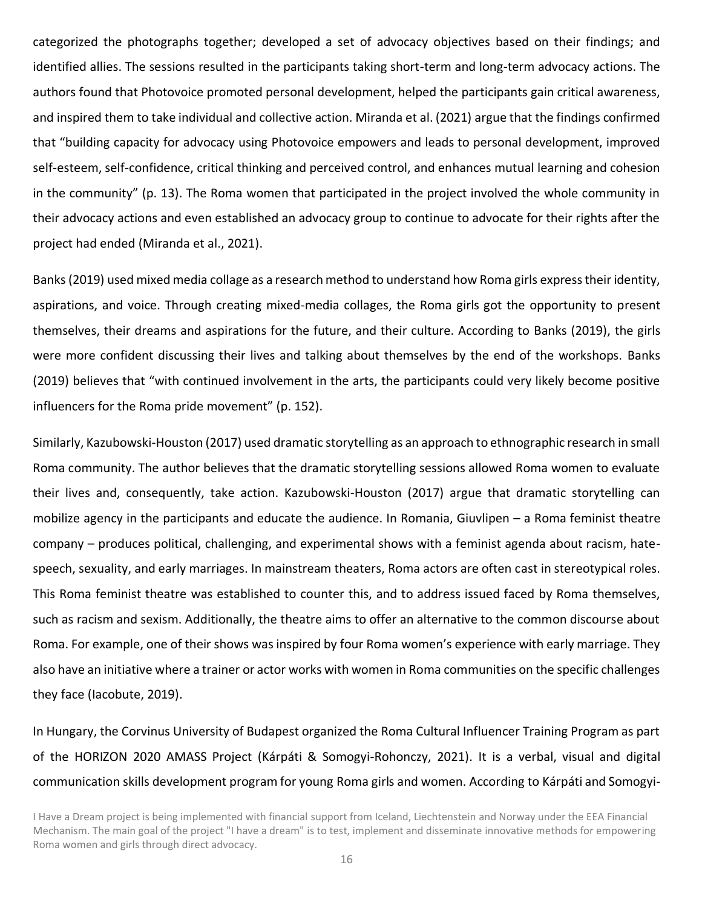categorized the photographs together; developed a set of advocacy objectives based on their findings; and identified allies. The sessions resulted in the participants taking short-term and long-term advocacy actions. The authors found that Photovoice promoted personal development, helped the participants gain critical awareness, and inspired them to take individual and collective action. Miranda et al. (2021) argue that the findings confirmed that "building capacity for advocacy using Photovoice empowers and leads to personal development, improved self-esteem, self-confidence, critical thinking and perceived control, and enhances mutual learning and cohesion in the community" (p. 13). The Roma women that participated in the project involved the whole community in their advocacy actions and even established an advocacy group to continue to advocate for their rights after the project had ended (Miranda et al., 2021).

Banks (2019) used mixed media collage as a research method to understand how Roma girls express their identity, aspirations, and voice. Through creating mixed-media collages, the Roma girls got the opportunity to present themselves, their dreams and aspirations for the future, and their culture. According to Banks (2019), the girls were more confident discussing their lives and talking about themselves by the end of the workshops. Banks (2019) believes that "with continued involvement in the arts, the participants could very likely become positive influencers for the Roma pride movement" (p. 152).

Similarly, Kazubowski-Houston (2017) used dramatic storytelling as an approach to ethnographic research in small Roma community. The author believes that the dramatic storytelling sessions allowed Roma women to evaluate their lives and, consequently, take action. Kazubowski-Houston (2017) argue that dramatic storytelling can mobilize agency in the participants and educate the audience. In Romania, Giuvlipen – a Roma feminist theatre company – produces political, challenging, and experimental shows with a feminist agenda about racism, hate-speech, sexuality, and early marriages. In mainstream theaters, Roma actors are often cast in stereotypical roles. This Roma feminist theatre was established to counter this, and to address issued faced by Roma themselves, such as racism and sexism. Additionally, the theatre aims to offer an alternative to the common discourse about Roma. For example, one of their shows was inspired by four Roma women's experience with early marriage. They also have an initiative where a trainer or actor works with women in Roma communities on the specific challenges they face (Iacobute, 2019).

In Hungary, the Corvinus University of Budapest organized the Roma Cultural Influencer Training Program as part of the HORIZON 2020 AMASS Project (Kárpáti & Somogyi-Rohonczy, 2021). It is a verbal, visual and digital communication skills development program for young Roma girls and women. According to Kárpáti and Somogyi-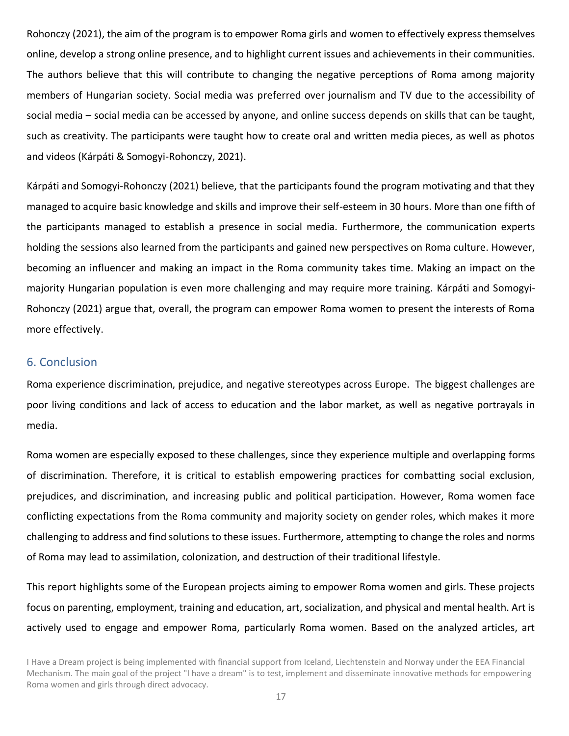Rohonczy (2021), the aim of the program is to empower Roma girls and women to effectively express themselves online, develop a strong online presence, and to highlight current issues and achievements in their communities. The authors believe that this will contribute to changing the negative perceptions of Roma among majority members of Hungarian society. Social media was preferred over journalism and TV due to the accessibility of social media – social media can be accessed by anyone, and online success depends on skills that can be taught, such as creativity. The participants were taught how to create oral and written media pieces, as well as photos and videos (Kárpáti & Somogyi-Rohonczy, 2021).

Kárpáti and Somogyi-Rohonczy (2021) believe, that the participants found the program motivating and that they managed to acquire basic knowledge and skills and improve their self-esteem in 30 hours. More than one fifth of the participants managed to establish a presence in social media. Furthermore, the communication experts holding the sessions also learned from the participants and gained new perspectives on Roma culture. However, becoming an influencer and making an impact in the Roma community takes time. Making an impact on the majority Hungarian population is even more challenging and may require more training. Kárpáti and Somogyi-Rohonczy (2021) argue that, overall, the program can empower Roma women to present the interests of Roma more effectively.

## 6. Conclusion

Roma experience discrimination, prejudice, and negative stereotypes across Europe. The biggest challenges are poor living conditions and lack of access to education and the labor market, as well as negative portrayals in media.

Roma women are especially exposed to these challenges, since they experience multiple and overlapping forms of discrimination. Therefore, it is critical to establish empowering practices for combatting social exclusion, prejudices, and discrimination, and increasing public and political participation. However, Roma women face conflicting expectations from the Roma community and majority society on gender roles, which makes it more challenging to address and find solutions to these issues. Furthermore, attempting to change the roles and norms of Roma may lead to assimilation, colonization, and destruction of their traditional lifestyle.

This report highlights some of the European projects aiming to empower Roma women and girls. These projects focus on parenting, employment, training and education, art, socialization, and physical and mental health. Art is actively used to engage and empower Roma, particularly Roma women. Based on the analyzed articles, art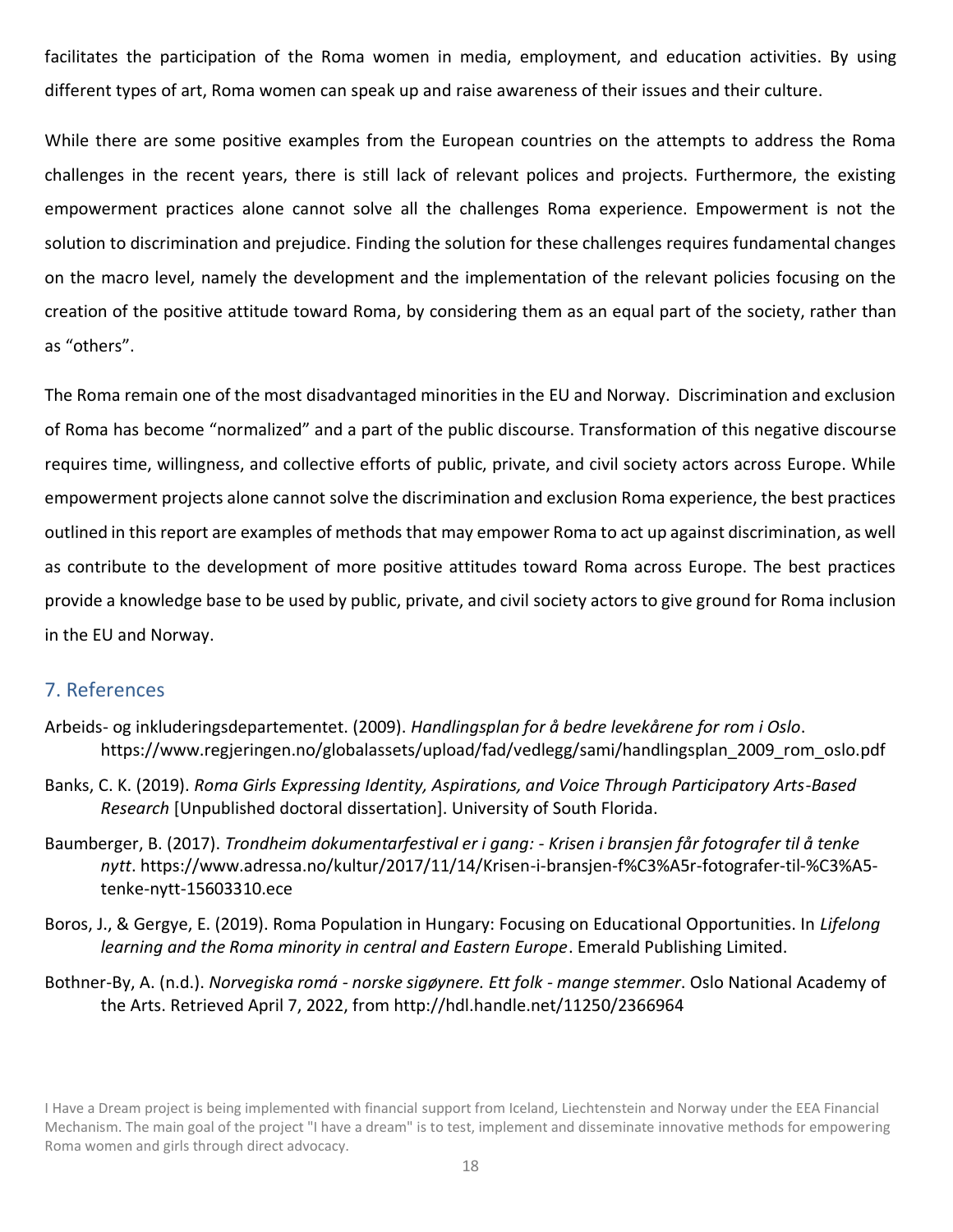facilitates the participation of the Roma women in media, employment, and education activities. By using different types of art, Roma women can speak up and raise awareness of their issues and their culture.

While there are some positive examples from the European countries on the attempts to address the Roma challenges in the recent years, there is still lack of relevant polices and projects. Furthermore, the existing empowerment practices alone cannot solve all the challenges Roma experience. Empowerment is not the solution to discrimination and prejudice. Finding the solution for these challenges requires fundamental changes on the macro level, namely the development and the implementation of the relevant policies focusing on the creation of the positive attitude toward Roma, by considering them as an equal part of the society, rather than as "others".

The Roma remain one of the most disadvantaged minorities in the EU and Norway. Discrimination and exclusion of Roma has become "normalized" and a part of the public discourse. Transformation of this negative discourse requires time, willingness, and collective efforts of public, private, and civil society actors across Europe. While empowerment projects alone cannot solve the discrimination and exclusion Roma experience, the best practices outlined in this report are examples of methods that may empower Roma to act up against discrimination, as well as contribute to the development of more positive attitudes toward Roma across Europe. The best practices provide a knowledge base to be used by public, private, and civil society actors to give ground for Roma inclusion in the EU and Norway.

## 7. References

Arbeids- og inkluderingsdepartementet. (2009). *Handlingsplan for å bedre levekårene for rom i Oslo*. https://www.regjeringen.no/globalassets/upload/fad/vedlegg/sami/handlingsplan_2009_rom_oslo.pdf

Banks, C. K. (2019). *Roma Girls Expressing Identity, Aspirations, and Voice Through Participatory Arts-Based Research* [Unpublished doctoral dissertation]. University of South Florida.

Baumberger, B. (2017). *Trondheim dokumentarfestival er i gang: - Krisen i bransjen får fotografer til å tenke nytt*. https://www.adressa.no/kultur/2017/11/14/Krisen-i-bransjen-f%C3%A5r-fotografer-til-%C3%A5-tenke-nytt-15603310.ece

Boros, J., & Gergye, E. (2019). Roma Population in Hungary: Focusing on Educational Opportunities. In *Lifelong learning and the Roma minority in central and Eastern Europe*. Emerald Publishing Limited.

Bothner-By, A. (n.d.). *Norvegiska romá - norske sigøynere. Ett folk - mange stemmer*. Oslo National Academy of the Arts. Retrieved April 7, 2022, from http://hdl.handle.net/11250/2366964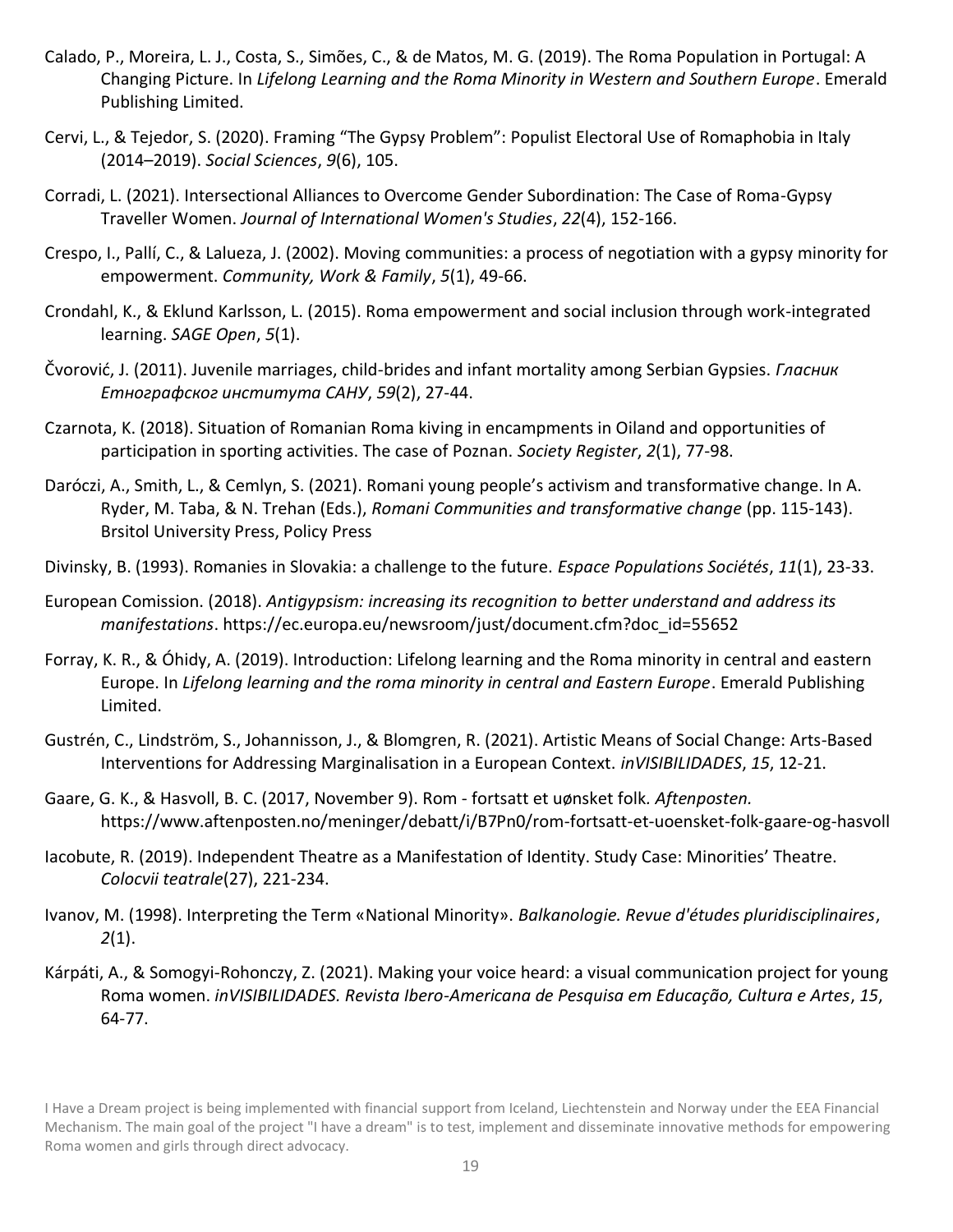Calado, P., Moreira, L. J., Costa, S., Simões, C., & de Matos, M. G. (2019). The Roma Population in Portugal: A Changing Picture. In *Lifelong Learning and the Roma Minority in Western and Southern Europe*. Emerald Publishing Limited.

Cervi, L., & Tejedor, S. (2020). Framing "The Gypsy Problem": Populist Electoral Use of Romaphobia in Italy (2014–2019). *Social Sciences*, *9*(6), 105.

Corradi, L. (2021). Intersectional Alliances to Overcome Gender Subordination: The Case of Roma-Gypsy Traveller Women. *Journal of International Women's Studies*, *22*(4), 152-166.

Crespo, I., Pallí, C., & Lalueza, J. (2002). Moving communities: a process of negotiation with a gypsy minority for empowerment. *Community, Work & Family*, *5*(1), 49-66.

Crondahl, K., & Eklund Karlsson, L. (2015). Roma empowerment and social inclusion through work-integrated learning. *SAGE Open*, *5*(1).

Čvorović, J. (2011). Juvenile marriages, child-brides and infant mortality among Serbian Gypsies. *Гласник Етнографског института САНУ*, *59*(2), 27-44.

Czarnota, K. (2018). Situation of Romanian Roma kiving in encampments in Oiland and opportunities of participation in sporting activities. The case of Poznan. *Society Register*, *2*(1), 77-98.

Daróczi, A., Smith, L., & Cemlyn, S. (2021). Romani young people's activism and transformative change. In A. Ryder, M. Taba, & N. Trehan (Eds.), *Romani Communities and transformative change* (pp. 115-143). Brsitol University Press, Policy Press

Divinsky, B. (1993). Romanies in Slovakia: a challenge to the future. *Espace Populations Sociétés*, *11*(1), 23-33.

European Comission. (2018). *Antigypsism: increasing its recognition to better understand and address its manifestations*. https://ec.europa.eu/newsroom/just/document.cfm?doc_id=55652

Forray, K. R., & Óhidy, A. (2019). Introduction: Lifelong learning and the Roma minority in central and eastern Europe. In *Lifelong learning and the roma minority in central and Eastern Europe*. Emerald Publishing Limited.

Gustrén, C., Lindström, S., Johannisson, J., & Blomgren, R. (2021). Artistic Means of Social Change: Arts-Based Interventions for Addressing Marginalisation in a European Context. *inVISIBILIDADES*, *15*, 12-21.

Gaare, G. K., & Hasvoll, B. C. (2017, November 9). Rom - fortsatt et uønsket folk. *Aftenposten.* https://www.aftenposten.no/meninger/debatt/i/B7Pn0/rom-fortsatt-et-uoensket-folk-gaare-og-hasvoll

Iacobute, R. (2019). Independent Theatre as a Manifestation of Identity. Study Case: Minorities' Theatre. *Colocvii teatrale*(27), 221-234.

Ivanov, M. (1998). Interpreting the Term «National Minority». *Balkanologie. Revue d'études pluridisciplinaires*, *2*(1).

Kárpáti, A., & Somogyi-Rohonczy, Z. (2021). Making your voice heard: a visual communication project for young Roma women. *inVISIBILIDADES. Revista Ibero-Americana de Pesquisa em Educação, Cultura e Artes*, *15*, 64-77.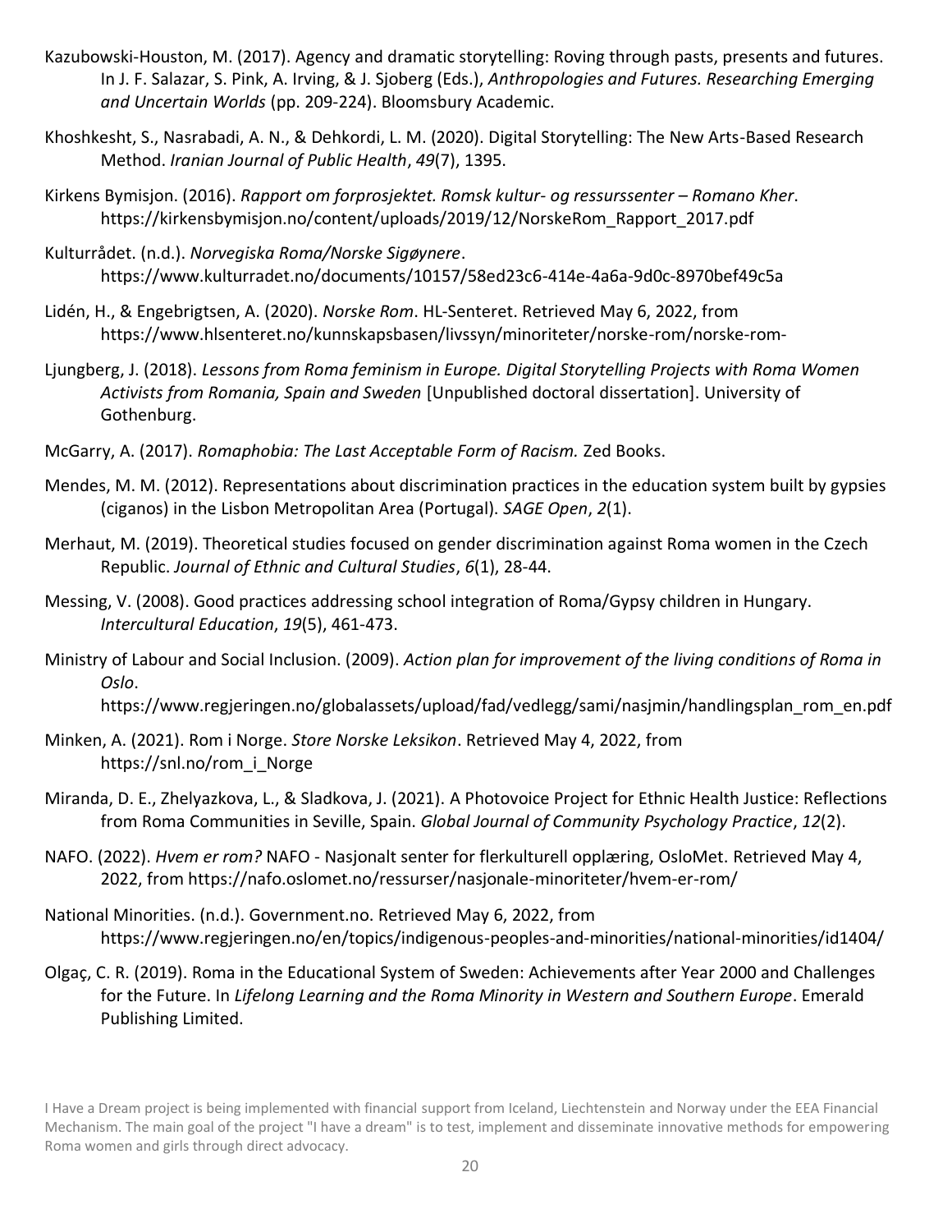Kazubowski-Houston, M. (2017). Agency and dramatic storytelling: Roving through pasts, presents and futures. In J. F. Salazar, S. Pink, A. Irving, & J. Sjoberg (Eds.), *Anthropologies and Futures. Researching Emerging and Uncertain Worlds* (pp. 209-224). Bloomsbury Academic.

Khoshkesht, S., Nasrabadi, A. N., & Dehkordi, L. M. (2020). Digital Storytelling: The New Arts-Based Research Method. *Iranian Journal of Public Health*, *49*(7), 1395.

Kirkens Bymisjon. (2016). *Rapport om forprosjektet. Romsk kultur- og ressurssenter – Romano Kher*. https://kirkensbymisjon.no/content/uploads/2019/12/NorskeRom_Rapport_2017.pdf

Kulturrådet. (n.d.). *Norvegiska Roma/Norske Sigøynere*. https://www.kulturradet.no/documents/10157/58ed23c6-414e-4a6a-9d0c-8970bef49c5a

Lidén, H., & Engebrigtsen, A. (2020). *Norske Rom*. HL-Senteret. Retrieved May 6, 2022, from https://www.hlsenteret.no/kunnskapsbasen/livssyn/minoriteter/norske-rom/norske-rom-

Ljungberg, J. (2018). *Lessons from Roma feminism in Europe. Digital Storytelling Projects with Roma Women Activists from Romania, Spain and Sweden* [Unpublished doctoral dissertation]. University of Gothenburg.

McGarry, A. (2017). *Romaphobia: The Last Acceptable Form of Racism.* Zed Books.

Mendes, M. M. (2012). Representations about discrimination practices in the education system built by gypsies (ciganos) in the Lisbon Metropolitan Area (Portugal). *SAGE Open*, *2*(1).

Merhaut, M. (2019). Theoretical studies focused on gender discrimination against Roma women in the Czech Republic. *Journal of Ethnic and Cultural Studies*, *6*(1), 28-44.

Messing, V. (2008). Good practices addressing school integration of Roma/Gypsy children in Hungary. *Intercultural Education*, *19*(5), 461-473.

Ministry of Labour and Social Inclusion. (2009). *Action plan for improvement of the living conditions of Roma in Oslo*. https://www.regjeringen.no/globalassets/upload/fad/vedlegg/sami/nasjmin/handlingsplan_rom_en.pdf

Minken, A. (2021). Rom i Norge. *Store Norske Leksikon*. Retrieved May 4, 2022, from https://snl.no/rom_i_Norge

Miranda, D. E., Zhelyazkova, L., & Sladkova, J. (2021). A Photovoice Project for Ethnic Health Justice: Reflections from Roma Communities in Seville, Spain. *Global Journal of Community Psychology Practice*, *12*(2).

NAFO. (2022). *Hvem er rom?* NAFO - Nasjonalt senter for flerkulturell opplæring, OsloMet. Retrieved May 4, 2022, from https://nafo.oslomet.no/ressurser/nasjonale-minoriteter/hvem-er-rom/

National Minorities. (n.d.). Government.no. Retrieved May 6, 2022, from https://www.regjeringen.no/en/topics/indigenous-peoples-and-minorities/national-minorities/id1404/

Olgaç, C. R. (2019). Roma in the Educational System of Sweden: Achievements after Year 2000 and Challenges for the Future. In *Lifelong Learning and the Roma Minority in Western and Southern Europe*. Emerald Publishing Limited.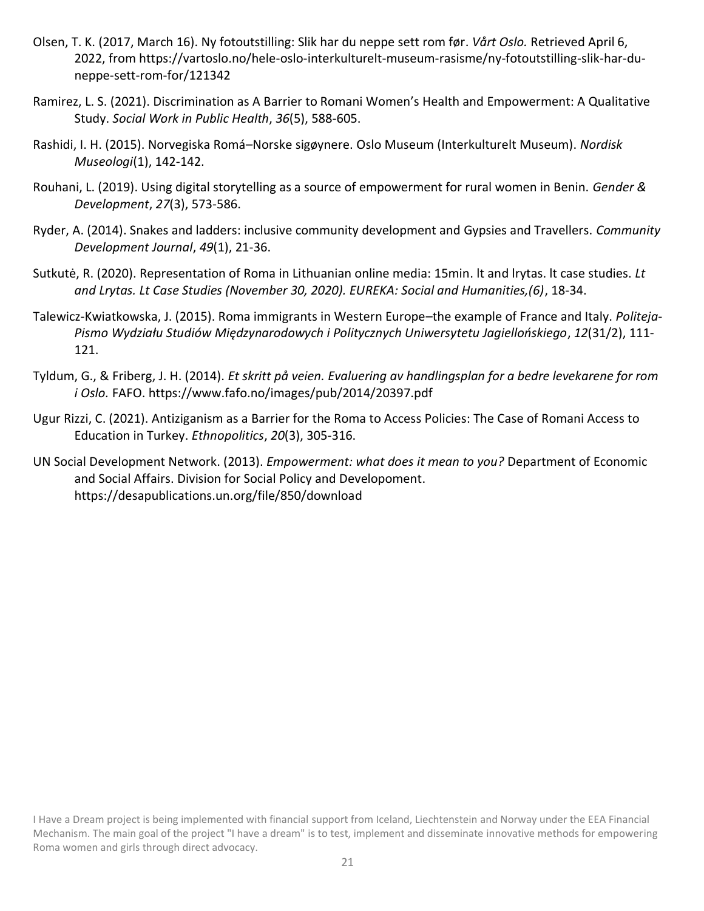Olsen, T. K. (2017, March 16). Ny fotoutstilling: Slik har du neppe sett rom før. *Vårt Oslo.* Retrieved April 6, 2022, from https://vartoslo.no/hele-oslo-interkulturelt-museum-rasisme/ny-fotoutstilling-slik-har-du-neppe-sett-rom-for/121342

Ramirez, L. S. (2021). Discrimination as A Barrier to Romani Women's Health and Empowerment: A Qualitative Study. *Social Work in Public Health*, *36*(5), 588-605.

Rashidi, I. H. (2015). Norvegiska Romá–Norske sigøynere. Oslo Museum (Interkulturelt Museum). *Nordisk Museologi*(1), 142-142.

Rouhani, L. (2019). Using digital storytelling as a source of empowerment for rural women in Benin. *Gender & Development*, *27*(3), 573-586.

Ryder, A. (2014). Snakes and ladders: inclusive community development and Gypsies and Travellers. *Community Development Journal*, *49*(1), 21-36.

Sutkutė, R. (2020). Representation of Roma in Lithuanian online media: 15min. lt and lrytas. lt case studies. *Lt and Lrytas. Lt Case Studies (November 30, 2020). EUREKA: Social and Humanities,(6)*, 18-34.

Talewicz-Kwiatkowska, J. (2015). Roma immigrants in Western Europe–the example of France and Italy. *Politeja-Pismo Wydziału Studiów Międzynarodowych i Politycznych Uniwersytetu Jagiellońskiego*, *12*(31/2), 111-121.

Tyldum, G., & Friberg, J. H. (2014). *Et skritt på veien. Evaluering av handlingsplan for a bedre levekarene for rom i Oslo.* FAFO. https://www.fafo.no/images/pub/2014/20397.pdf

Ugur Rizzi, C. (2021). Antiziganism as a Barrier for the Roma to Access Policies: The Case of Romani Access to Education in Turkey. *Ethnopolitics*, *20*(3), 305-316.

UN Social Development Network. (2013). *Empowerment: what does it mean to you?* Department of Economic and Social Affairs. Division for Social Policy and Developoment. https://desapublications.un.org/file/850/download